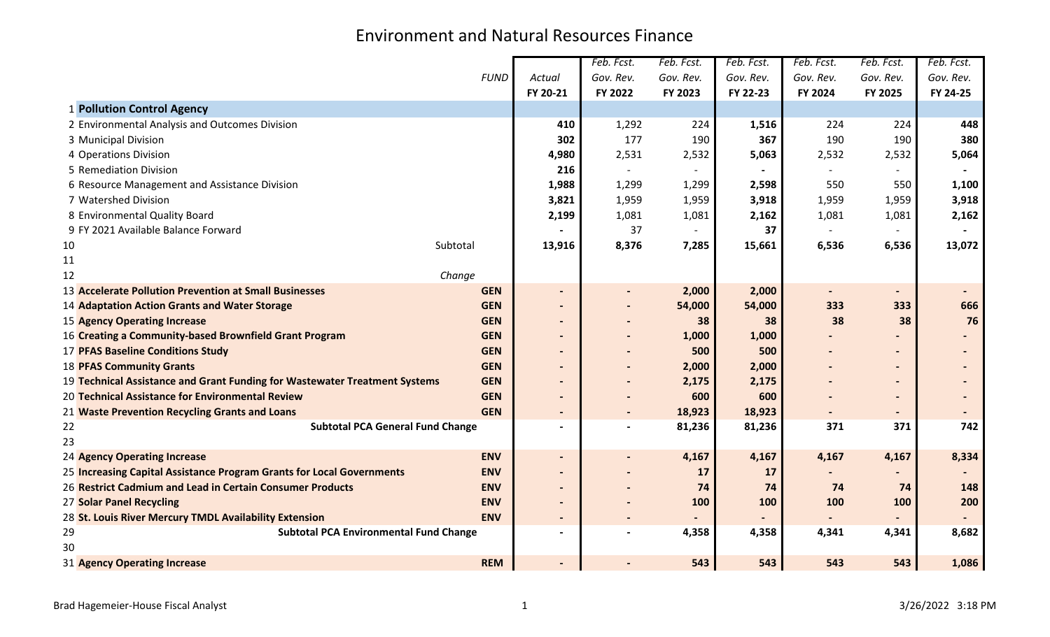# Environment and Natural Resources Finance

| | | FUND | Actual FY 20-21 | Feb. Fcst. Gov. Rev. FY 2022 | Feb. Fcst. Gov. Rev. FY 2023 | Feb. Fcst. Gov. Rev. FY 22-23 | Feb. Fcst. Gov. Rev. FY 2024 | Feb. Fcst. Gov. Rev. FY 2025 | Feb. Fcst. Gov. Rev. FY 24-25 |
|---|---|---|---|---|---|---|---|---|---|
| 1 | **Pollution Control Agency** | | | | | | | | |
| 2 | Environmental Analysis and Outcomes Division | | **410** | 1,292 | 224 | **1,516** | 224 | 224 | **448** |
| 3 | Municipal Division | | **302** | 177 | 190 | **367** | 190 | 190 | **380** |
| 4 | Operations Division | | **4,980** | 2,531 | 2,532 | **5,063** | 2,532 | 2,532 | **5,064** |
| 5 | Remediation Division | | **216** | - | - | **-** | - | - | **-** |
| 6 | Resource Management and Assistance Division | | **1,988** | 1,299 | 1,299 | **2,598** | 550 | 550 | **1,100** |
| 7 | Watershed Division | | **3,821** | 1,959 | 1,959 | **3,918** | 1,959 | 1,959 | **3,918** |
| 8 | Environmental Quality Board | | **2,199** | 1,081 | 1,081 | **2,162** | 1,081 | 1,081 | **2,162** |
| 9 | FY 2021 Available Balance Forward | | **-** | 37 | - | **37** | - | - | **-** |
| 10 | Subtotal | | **13,916** | **8,376** | **7,285** | **15,661** | **6,536** | **6,536** | **13,072** |
| 11 | | | | | | | | | |
| 12 | *Change* | | | | | | | | |
| 13 | **Accelerate Pollution Prevention at Small Businesses** | **GEN** | **-** | **-** | **2,000** | **2,000** | **-** | **-** | **-** |
| 14 | **Adaptation Action Grants and Water Storage** | **GEN** | **-** | **-** | **54,000** | **54,000** | **333** | **333** | **666** |
| 15 | **Agency Operating Increase** | **GEN** | **-** | **-** | **38** | **38** | **38** | **38** | **76** |
| 16 | **Creating a Community-based Brownfield Grant Program** | **GEN** | **-** | **-** | **1,000** | **1,000** | **-** | **-** | **-** |
| 17 | **PFAS Baseline Conditions Study** | **GEN** | **-** | **-** | **500** | **500** | **-** | **-** | **-** |
| 18 | **PFAS Community Grants** | **GEN** | **-** | **-** | **2,000** | **2,000** | **-** | **-** | **-** |
| 19 | **Technical Assistance and Grant Funding for Wastewater Treatment Systems** | **GEN** | **-** | **-** | **2,175** | **2,175** | **-** | **-** | **-** |
| 20 | **Technical Assistance for Environmental Review** | **GEN** | **-** | **-** | **600** | **600** | **-** | **-** | **-** |
| 21 | **Waste Prevention Recycling Grants and Loans** | **GEN** | **-** | **-** | **18,923** | **18,923** | **-** | **-** | **-** |
| 22 | **Subtotal PCA General Fund Change** | | **-** | **-** | **81,236** | **81,236** | **371** | **371** | **742** |
| 23 | | | | | | | | | |
| 24 | **Agency Operating Increase** | **ENV** | **-** | **-** | **4,167** | **4,167** | **4,167** | **4,167** | **8,334** |
| 25 | **Increasing Capital Assistance Program Grants for Local Governments** | **ENV** | **-** | **-** | **17** | **17** | **-** | **-** | **-** |
| 26 | **Restrict Cadmium and Lead in Certain Consumer Products** | **ENV** | **-** | **-** | **74** | **74** | **74** | **74** | **148** |
| 27 | **Solar Panel Recycling** | **ENV** | **-** | **-** | **100** | **100** | **100** | **100** | **200** |
| 28 | **St. Louis River Mercury TMDL Availability Extension** | **ENV** | **-** | **-** | **-** | **-** | **-** | **-** | **-** |
| 29 | **Subtotal PCA Environmental Fund Change** | | **-** | **-** | **4,358** | **4,358** | **4,341** | **4,341** | **8,682** |
| 30 | | | | | | | | | |
| 31 | **Agency Operating Increase** | **REM** | **-** | **-** | **543** | **543** | **543** | **543** | **1,086** |

Brad Hagemeier-House Fiscal Analyst — 3/26/2022 3:18 PM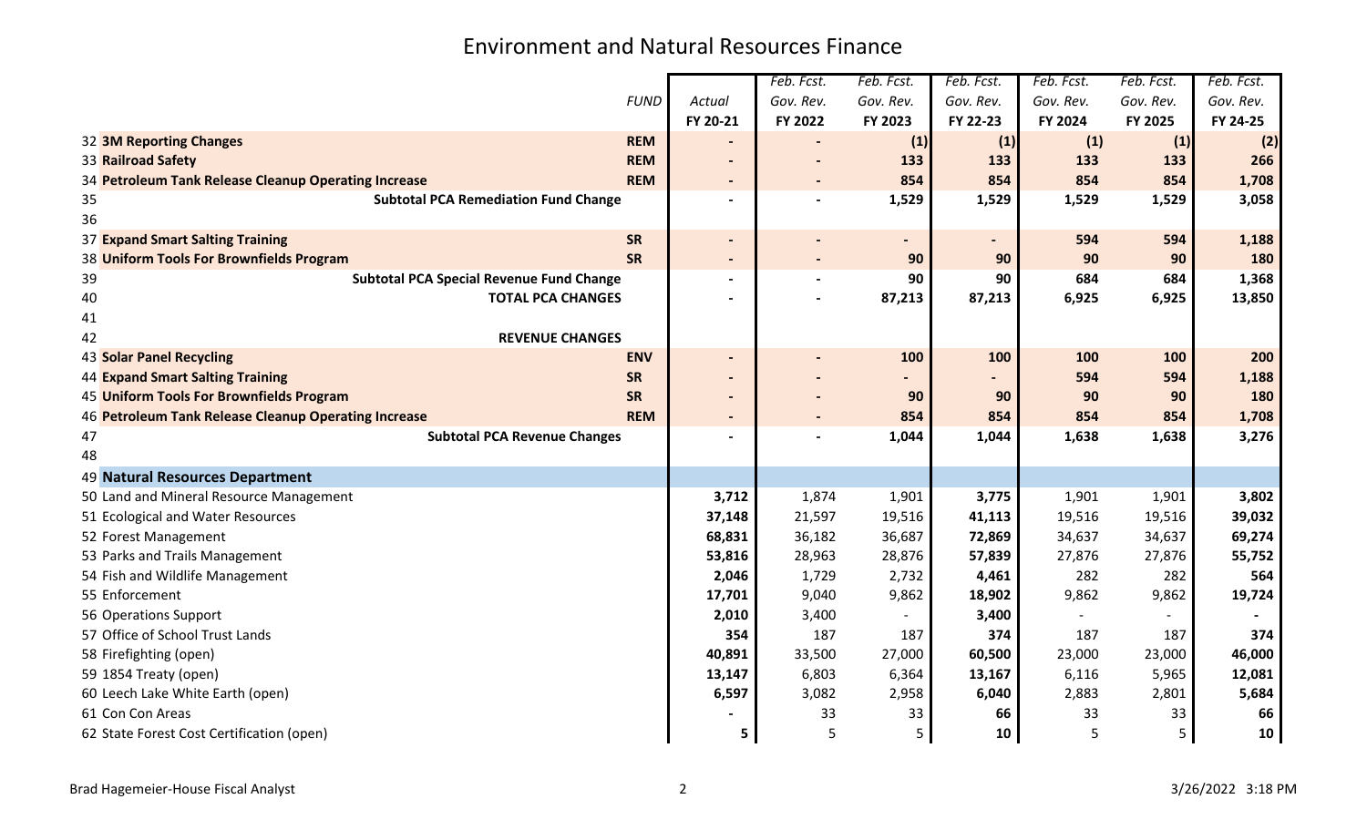# Environment and Natural Resources Finance

| | | FUND | Actual FY 20-21 | Feb. Fcst. Gov. Rev. FY 2022 | Feb. Fcst. Gov. Rev. FY 2023 | Feb. Fcst. Gov. Rev. FY 22-23 | Feb. Fcst. Gov. Rev. FY 2024 | Feb. Fcst. Gov. Rev. FY 2025 | Feb. Fcst. Gov. Rev. FY 24-25 |
|---|---|---|---|---|---|---|---|---|---|
| 32 | **3M Reporting Changes** | **REM** | - | - | (1) | (1) | (1) | (1) | (2) |
| 33 | **Railroad Safety** | **REM** | - | - | 133 | 133 | 133 | 133 | 266 |
| 34 | **Petroleum Tank Release Cleanup Operating Increase** | **REM** | - | - | 854 | 854 | 854 | 854 | 1,708 |
| 35 | **Subtotal PCA Remediation Fund Change** | | - | - | 1,529 | 1,529 | 1,529 | 1,529 | 3,058 |
| 36 | | | | | | | | | |
| 37 | **Expand Smart Salting Training** | **SR** | - | - | - | - | 594 | 594 | 1,188 |
| 38 | **Uniform Tools For Brownfields Program** | **SR** | - | - | 90 | 90 | 90 | 90 | 180 |
| 39 | **Subtotal PCA Special Revenue Fund Change** | | - | - | 90 | 90 | 684 | 684 | 1,368 |
| 40 | **TOTAL PCA CHANGES** | | - | - | 87,213 | 87,213 | 6,925 | 6,925 | 13,850 |
| 41 | | | | | | | | | |
| 42 | **REVENUE CHANGES** | | | | | | | | |
| 43 | **Solar Panel Recycling** | **ENV** | - | - | 100 | 100 | 100 | 100 | 200 |
| 44 | **Expand Smart Salting Training** | **SR** | - | - | - | - | 594 | 594 | 1,188 |
| 45 | **Uniform Tools For Brownfields Program** | **SR** | - | - | 90 | 90 | 90 | 90 | 180 |
| 46 | **Petroleum Tank Release Cleanup Operating Increase** | **REM** | - | - | 854 | 854 | 854 | 854 | 1,708 |
| 47 | **Subtotal PCA Revenue Changes** | | - | - | 1,044 | 1,044 | 1,638 | 1,638 | 3,276 |
| 48 | | | | | | | | | |
| 49 | **Natural Resources Department** | | | | | | | | |
| 50 | Land and Mineral Resource Management | | 3,712 | 1,874 | 1,901 | 3,775 | 1,901 | 1,901 | 3,802 |
| 51 | Ecological and Water Resources | | 37,148 | 21,597 | 19,516 | 41,113 | 19,516 | 19,516 | 39,032 |
| 52 | Forest Management | | 68,831 | 36,182 | 36,687 | 72,869 | 34,637 | 34,637 | 69,274 |
| 53 | Parks and Trails Management | | 53,816 | 28,963 | 28,876 | 57,839 | 27,876 | 27,876 | 55,752 |
| 54 | Fish and Wildlife Management | | 2,046 | 1,729 | 2,732 | 4,461 | 282 | 282 | 564 |
| 55 | Enforcement | | 17,701 | 9,040 | 9,862 | 18,902 | 9,862 | 9,862 | 19,724 |
| 56 | Operations Support | | 2,010 | 3,400 | - | 3,400 | - | - | - |
| 57 | Office of School Trust Lands | | 354 | 187 | 187 | 374 | 187 | 187 | 374 |
| 58 | Firefighting (open) | | 40,891 | 33,500 | 27,000 | 60,500 | 23,000 | 23,000 | 46,000 |
| 59 | 1854 Treaty (open) | | 13,147 | 6,803 | 6,364 | 13,167 | 6,116 | 5,965 | 12,081 |
| 60 | Leech Lake White Earth (open) | | 6,597 | 3,082 | 2,958 | 6,040 | 2,883 | 2,801 | 5,684 |
| 61 | Con Con Areas | | - | 33 | 33 | 66 | 33 | 33 | 66 |
| 62 | State Forest Cost Certification (open) | | 5 | 5 | 5 | 10 | 5 | 5 | 10 |

Brad Hagemeier-House Fiscal Analyst

3/26/2022 3:18 PM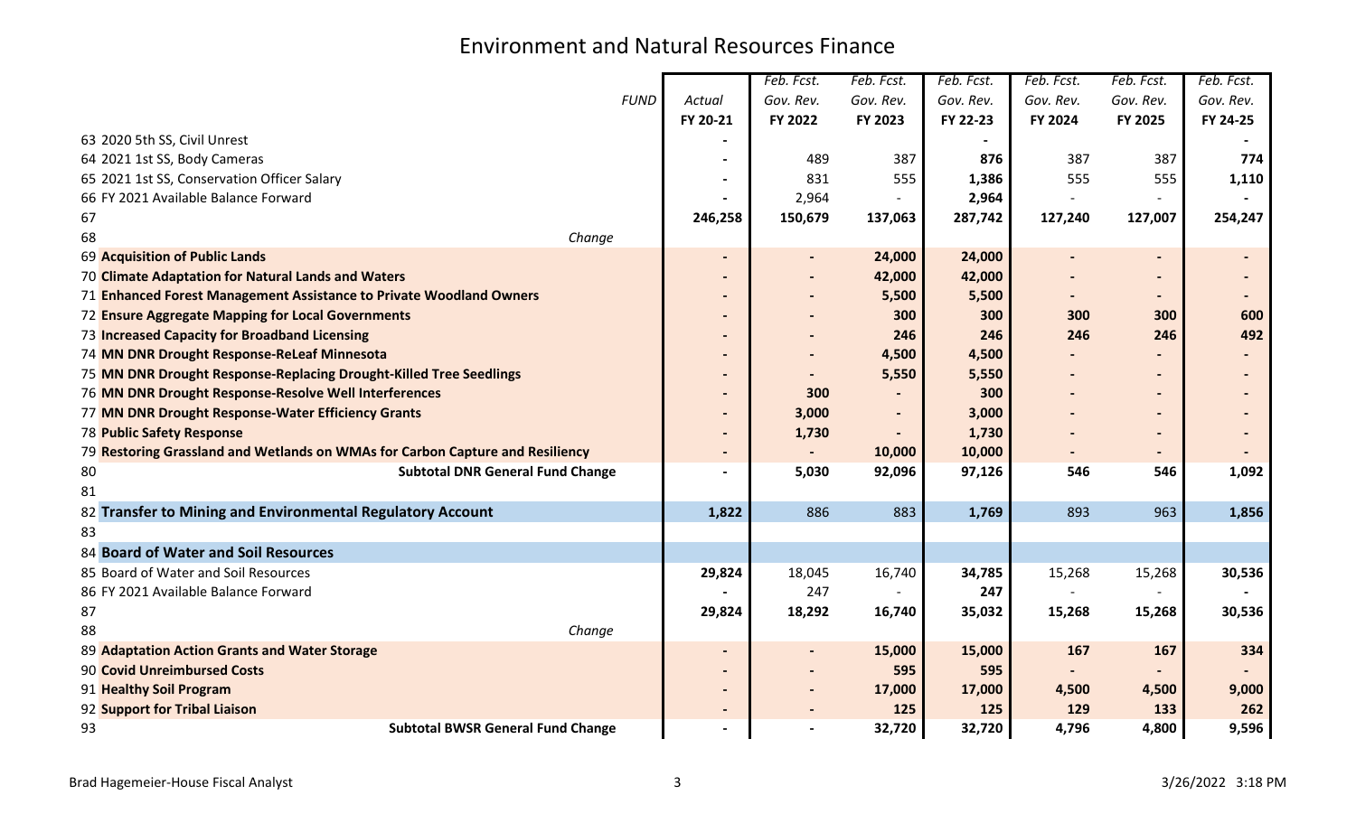# Environment and Natural Resources Finance

| | FUND | Actual FY 20-21 | Feb. Fcst. Gov. Rev. FY 2022 | Feb. Fcst. Gov. Rev. FY 2023 | Feb. Fcst. Gov. Rev. FY 22-23 | Feb. Fcst. Gov. Rev. FY 2024 | Feb. Fcst. Gov. Rev. FY 2025 | Feb. Fcst. Gov. Rev. FY 24-25 |
|---|---|---|---|---|---|---|---|---|
| 63 | 2020 5th SS, Civil Unrest | - | | | - | | | - |
| 64 | 2021 1st SS, Body Cameras | - | 489 | 387 | **876** | 387 | 387 | **774** |
| 65 | 2021 1st SS, Conservation Officer Salary | - | 831 | 555 | **1,386** | 555 | 555 | **1,110** |
| 66 | FY 2021 Available Balance Forward | - | 2,964 | - | **2,964** | - | - | - |
| 67 | | **246,258** | **150,679** | **137,063** | **287,742** | **127,240** | **127,007** | **254,247** |
| 68 | *Change* | | | | | | | |
| 69 | **Acquisition of Public Lands** | - | - | **24,000** | **24,000** | - | - | - |
| 70 | **Climate Adaptation for Natural Lands and Waters** | - | - | **42,000** | **42,000** | - | - | - |
| 71 | **Enhanced Forest Management Assistance to Private Woodland Owners** | - | - | **5,500** | **5,500** | - | - | - |
| 72 | **Ensure Aggregate Mapping for Local Governments** | - | - | **300** | **300** | **300** | **300** | **600** |
| 73 | **Increased Capacity for Broadband Licensing** | - | - | **246** | **246** | **246** | **246** | **492** |
| 74 | **MN DNR Drought Response-ReLeaf Minnesota** | - | - | **4,500** | **4,500** | - | - | - |
| 75 | **MN DNR Drought Response-Replacing Drought-Killed Tree Seedlings** | - | - | **5,550** | **5,550** | - | - | - |
| 76 | **MN DNR Drought Response-Resolve Well Interferences** | - | **300** | - | **300** | - | - | - |
| 77 | **MN DNR Drought Response-Water Efficiency Grants** | - | **3,000** | - | **3,000** | - | - | - |
| 78 | **Public Safety Response** | - | **1,730** | - | **1,730** | - | - | - |
| 79 | **Restoring Grassland and Wetlands on WMAs for Carbon Capture and Resiliency** | - | - | **10,000** | **10,000** | - | - | - |
| 80 | **Subtotal DNR General Fund Change** | - | **5,030** | **92,096** | **97,126** | **546** | **546** | **1,092** |
| 81 | | | | | | | | |
| 82 | **Transfer to Mining and Environmental Regulatory Account** | **1,822** | 886 | 883 | **1,769** | 893 | 963 | **1,856** |
| 83 | | | | | | | | |
| 84 | **Board of Water and Soil Resources** | | | | | | | |
| 85 | Board of Water and Soil Resources | **29,824** | 18,045 | 16,740 | **34,785** | 15,268 | 15,268 | **30,536** |
| 86 | FY 2021 Available Balance Forward | - | 247 | - | **247** | - | - | - |
| 87 | | **29,824** | **18,292** | **16,740** | **35,032** | **15,268** | **15,268** | **30,536** |
| 88 | *Change* | | | | | | | |
| 89 | **Adaptation Action Grants and Water Storage** | - | - | **15,000** | **15,000** | **167** | **167** | **334** |
| 90 | **Covid Unreimbursed Costs** | - | - | **595** | **595** | - | - | - |
| 91 | **Healthy Soil Program** | - | - | **17,000** | **17,000** | **4,500** | **4,500** | **9,000** |
| 92 | **Support for Tribal Liaison** | - | - | **125** | **125** | **129** | **133** | **262** |
| 93 | **Subtotal BWSR General Fund Change** | - | - | **32,720** | **32,720** | **4,796** | **4,800** | **9,596** |

Brad Hagemeier-House Fiscal Analyst

3/26/2022 3:18 PM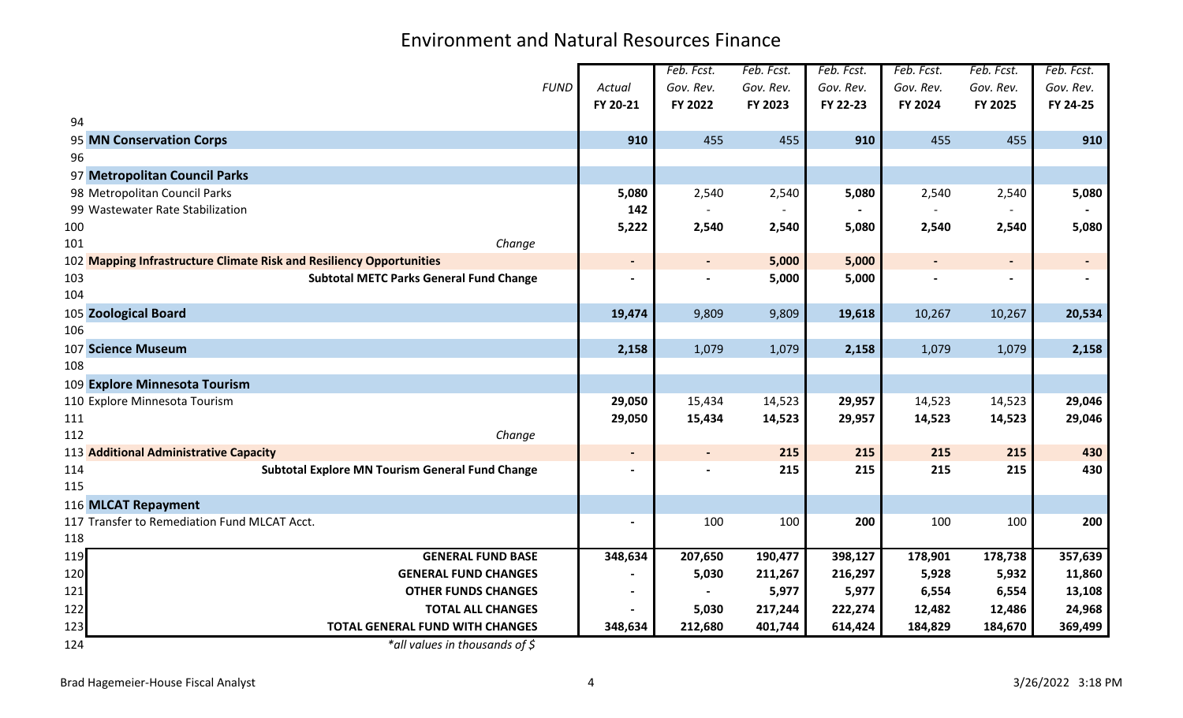# Environment and Natural Resources Finance

| | FUND | Actual FY 20-21 | Feb. Fcst. Gov. Rev. FY 2022 | Feb. Fcst. Gov. Rev. FY 2023 | Feb. Fcst. Gov. Rev. FY 22-23 | Feb. Fcst. Gov. Rev. FY 2024 | Feb. Fcst. Gov. Rev. FY 2025 | Feb. Fcst. Gov. Rev. FY 24-25 |
|---|---|---|---|---|---|---|---|---|
| 94 | | | | | | | | |
| 95 | **MN Conservation Corps** | **910** | 455 | 455 | **910** | 455 | 455 | **910** |
| 96 | | | | | | | | |
| 97 | **Metropolitan Council Parks** | | | | | | | |
| 98 | Metropolitan Council Parks | **5,080** | 2,540 | 2,540 | **5,080** | 2,540 | 2,540 | **5,080** |
| 99 | Wastewater Rate Stabilization | **142** | - | - | **-** | - | - | **-** |
| 100 | | **5,222** | **2,540** | **2,540** | **5,080** | **2,540** | **2,540** | **5,080** |
| 101 | *Change* | | | | | | | |
| 102 | **Mapping Infrastructure Climate Risk and Resiliency Opportunities** | **-** | **-** | **5,000** | **5,000** | **-** | **-** | **-** |
| 103 | **Subtotal METC Parks General Fund Change** | **-** | **-** | **5,000** | **5,000** | **-** | **-** | **-** |
| 104 | | | | | | | | |
| 105 | **Zoological Board** | **19,474** | 9,809 | 9,809 | **19,618** | 10,267 | 10,267 | **20,534** |
| 106 | | | | | | | | |
| 107 | **Science Museum** | **2,158** | 1,079 | 1,079 | **2,158** | 1,079 | 1,079 | **2,158** |
| 108 | | | | | | | | |
| 109 | **Explore Minnesota Tourism** | | | | | | | |
| 110 | Explore Minnesota Tourism | **29,050** | 15,434 | 14,523 | **29,957** | 14,523 | 14,523 | **29,046** |
| 111 | | **29,050** | **15,434** | **14,523** | **29,957** | **14,523** | **14,523** | **29,046** |
| 112 | *Change* | | | | | | | |
| 113 | **Additional Administrative Capacity** | **-** | **-** | **215** | **215** | **215** | **215** | **430** |
| 114 | **Subtotal Explore MN Tourism General Fund Change** | **-** | **-** | **215** | **215** | **215** | **215** | **430** |
| 115 | | | | | | | | |
| 116 | **MLCAT Repayment** | | | | | | | |
| 117 | Transfer to Remediation Fund MLCAT Acct. | **-** | 100 | 100 | **200** | 100 | 100 | **200** |
| 118 | | | | | | | | |
| 119 | **GENERAL FUND BASE** | **348,634** | **207,650** | **190,477** | **398,127** | **178,901** | **178,738** | **357,639** |
| 120 | **GENERAL FUND CHANGES** | **-** | **5,030** | **211,267** | **216,297** | **5,928** | **5,932** | **11,860** |
| 121 | **OTHER FUNDS CHANGES** | **-** | **-** | **5,977** | **5,977** | **6,554** | **6,554** | **13,108** |
| 122 | **TOTAL ALL CHANGES** | **-** | **5,030** | **217,244** | **222,274** | **12,482** | **12,486** | **24,968** |
| 123 | **TOTAL GENERAL FUND WITH CHANGES** | **348,634** | **212,680** | **401,744** | **614,424** | **184,829** | **184,670** | **369,499** |
| 124 | *\*all values in thousands of $* | | | | | | | |

Brad Hagemeier-House Fiscal Analyst 3/26/2022 3:18 PM